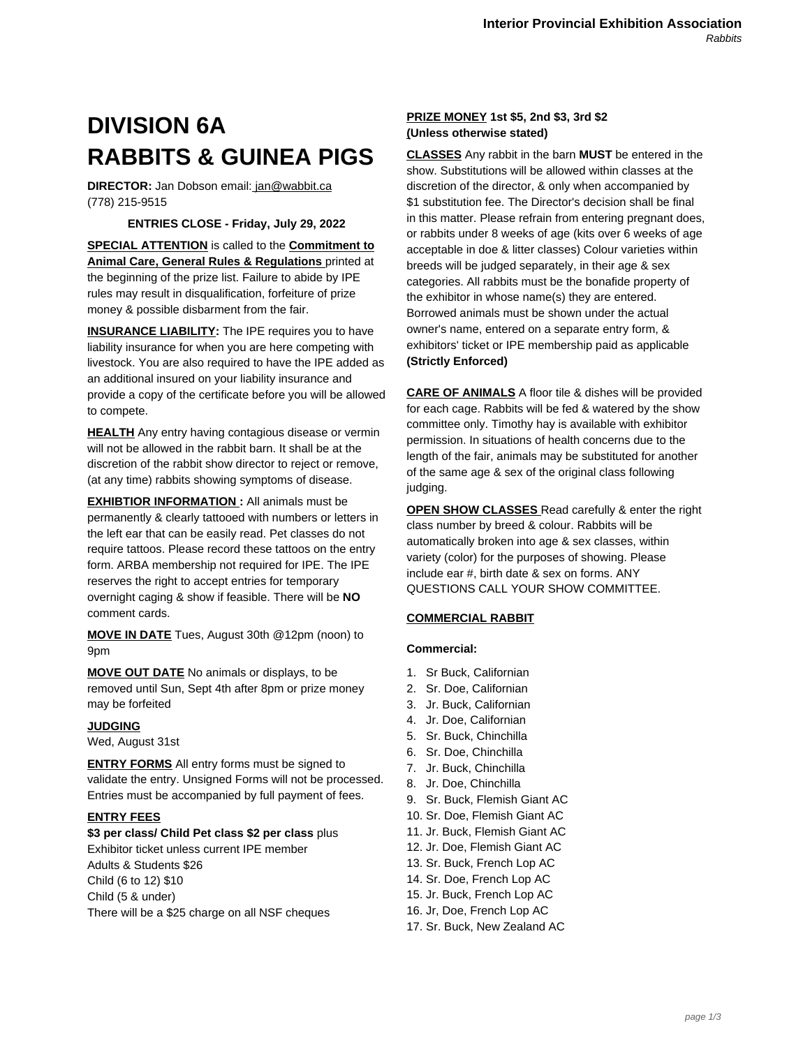# DIVISION 6A
# RABBITS & GUINEA PIGS

**DIRECTOR:** Jan Dobson email: jan@wabbit.ca
(778) 215-9515

**ENTRIES CLOSE - Friday, July 29, 2022**

**SPECIAL ATTENTION** is called to the **Commitment to Animal Care, General Rules & Regulations** printed at the beginning of the prize list. Failure to abide by IPE rules may result in disqualification, forfeiture of prize money & possible disbarment from the fair.

**INSURANCE LIABILITY:** The IPE requires you to have liability insurance for when you are here competing with livestock. You are also required to have the IPE added as an additional insured on your liability insurance and provide a copy of the certificate before you will be allowed to compete.

**HEALTH** Any entry having contagious disease or vermin will not be allowed in the rabbit barn. It shall be at the discretion of the rabbit show director to reject or remove, (at any time) rabbits showing symptoms of disease.

**EXHIBTIOR INFORMATION :** All animals must be permanently & clearly tattooed with numbers or letters in the left ear that can be easily read. Pet classes do not require tattoos. Please record these tattoos on the entry form. ARBA membership not required for IPE. The IPE reserves the right to accept entries for temporary overnight caging & show if feasible. There will be **NO** comment cards.

**MOVE IN DATE** Tues, August 30th @12pm (noon) to 9pm

**MOVE OUT DATE** No animals or displays, to be removed until Sun, Sept 4th after 8pm or prize money may be forfeited

**JUDGING**
Wed, August 31st

**ENTRY FORMS** All entry forms must be signed to validate the entry. Unsigned Forms will not be processed. Entries must be accompanied by full payment of fees.

**ENTRY FEES**
**$3 per class/ Child Pet class $2 per class** plus Exhibitor ticket unless current IPE member
Adults & Students $26
Child (6 to 12) $10
Child (5 & under)
There will be a $25 charge on all NSF cheques

**PRIZE MONEY 1st $5, 2nd $3, 3rd $2 (Unless otherwise stated)**

**CLASSES** Any rabbit in the barn **MUST** be entered in the show. Substitutions will be allowed within classes at the discretion of the director, & only when accompanied by $1 substitution fee. The Director's decision shall be final in this matter. Please refrain from entering pregnant does, or rabbits under 8 weeks of age (kits over 6 weeks of age acceptable in doe & litter classes) Colour varieties within breeds will be judged separately, in their age & sex categories. All rabbits must be the bonafide property of the exhibitor in whose name(s) they are entered. Borrowed animals must be shown under the actual owner's name, entered on a separate entry form, & exhibitors' ticket or IPE membership paid as applicable **(Strictly Enforced)**

**CARE OF ANIMALS** A floor tile & dishes will be provided for each cage. Rabbits will be fed & watered by the show committee only. Timothy hay is available with exhibitor permission. In situations of health concerns due to the length of the fair, animals may be substituted for another of the same age & sex of the original class following judging.

**OPEN SHOW CLASSES** Read carefully & enter the right class number by breed & colour. Rabbits will be automatically broken into age & sex classes, within variety (color) for the purposes of showing. Please include ear #, birth date & sex on forms. ANY QUESTIONS CALL YOUR SHOW COMMITTEE.

**COMMERCIAL RABBIT**

**Commercial:**

1. Sr Buck, Californian
2. Sr. Doe, Californian
3. Jr. Buck, Californian
4. Jr. Doe, Californian
5. Sr. Buck, Chinchilla
6. Sr. Doe, Chinchilla
7. Jr. Buck, Chinchilla
8. Jr. Doe, Chinchilla
9. Sr. Buck, Flemish Giant AC
10. Sr. Doe, Flemish Giant AC
11. Jr. Buck, Flemish Giant AC
12. Jr. Doe, Flemish Giant AC
13. Sr. Buck, French Lop AC
14. Sr. Doe, French Lop AC
15. Jr. Buck, French Lop AC
16. Jr, Doe, French Lop AC
17. Sr. Buck, New Zealand AC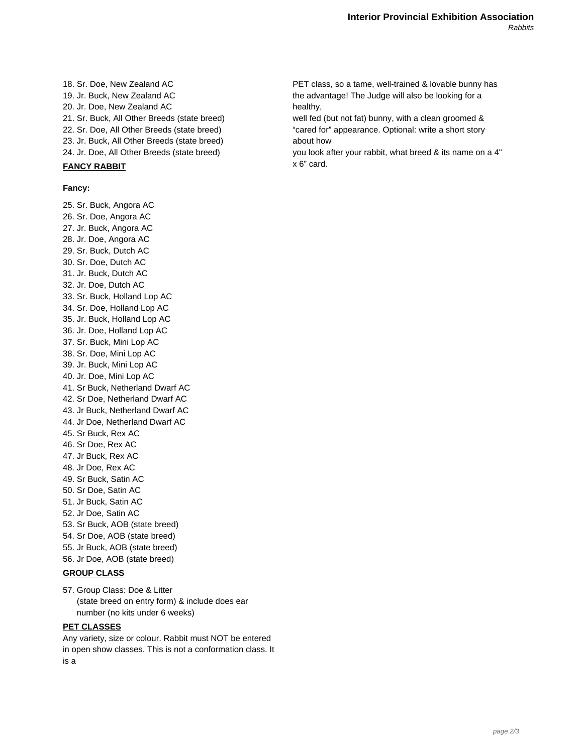18. Sr. Doe, New Zealand AC
19. Jr. Buck, New Zealand AC
20. Jr. Doe, New Zealand AC
21. Sr. Buck, All Other Breeds (state breed)
22. Sr. Doe, All Other Breeds (state breed)
23. Jr. Buck, All Other Breeds (state breed)
24. Jr. Doe, All Other Breeds (state breed)

## FANCY RABBIT

**Fancy:**

25. Sr. Buck, Angora AC
26. Sr. Doe, Angora AC
27. Jr. Buck, Angora AC
28. Jr. Doe, Angora AC
29. Sr. Buck, Dutch AC
30. Sr. Doe, Dutch AC
31. Jr. Buck, Dutch AC
32. Jr. Doe, Dutch AC
33. Sr. Buck, Holland Lop AC
34. Sr. Doe, Holland Lop AC
35. Jr. Buck, Holland Lop AC
36. Jr. Doe, Holland Lop AC
37. Sr. Buck, Mini Lop AC
38. Sr. Doe, Mini Lop AC
39. Jr. Buck, Mini Lop AC
40. Jr. Doe, Mini Lop AC
41. Sr Buck, Netherland Dwarf AC
42. Sr Doe, Netherland Dwarf AC
43. Jr Buck, Netherland Dwarf AC
44. Jr Doe, Netherland Dwarf AC
45. Sr Buck, Rex AC
46. Sr Doe, Rex AC
47. Jr Buck, Rex AC
48. Jr Doe, Rex AC
49. Sr Buck, Satin AC
50. Sr Doe, Satin AC
51. Jr Buck, Satin AC
52. Jr Doe, Satin AC
53. Sr Buck, AOB (state breed)
54. Sr Doe, AOB (state breed)
55. Jr Buck, AOB (state breed)
56. Jr Doe, AOB (state breed)

## GROUP CLASS

57. Group Class: Doe & Litter
    (state breed on entry form) & include does ear number (no kits under 6 weeks)

## PET CLASSES

Any variety, size or colour. Rabbit must NOT be entered in open show classes. This is not a conformation class. It is a PET class, so a tame, well-trained & lovable bunny has the advantage! The Judge will also be looking for a healthy, well fed (but not fat) bunny, with a clean groomed & "cared for" appearance. Optional: write a short story about how you look after your rabbit, what breed & its name on a 4" x 6" card.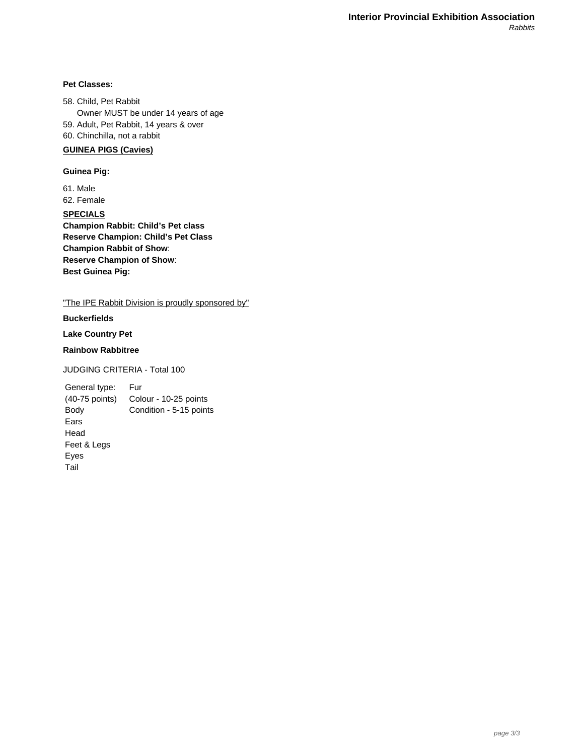**Pet Classes:**

58. Child, Pet Rabbit
    Owner MUST be under 14 years of age
59. Adult, Pet Rabbit, 14 years & over
60. Chinchilla, not a rabbit

**GUINEA PIGS (Cavies)**

**Guinea Pig:**

61. Male
62. Female

**SPECIALS**

**Champion Rabbit: Child's Pet class**
**Reserve Champion: Child's Pet Class**
**Champion Rabbit of Show**:
**Reserve Champion of Show**:
**Best Guinea Pig:**

"The IPE Rabbit Division is proudly sponsored by"

**Buckerfields**

**Lake Country Pet**

**Rainbow Rabbitree**

JUDGING CRITERIA - Total 100

| | |
|---|---|
| General type: | Fur |
| (40-75 points) | Colour - 10-25 points |
| Body | Condition - 5-15 points |
| Ears | |
| Head | |
| Feet & Legs | |
| Eyes | |
| Tail | |